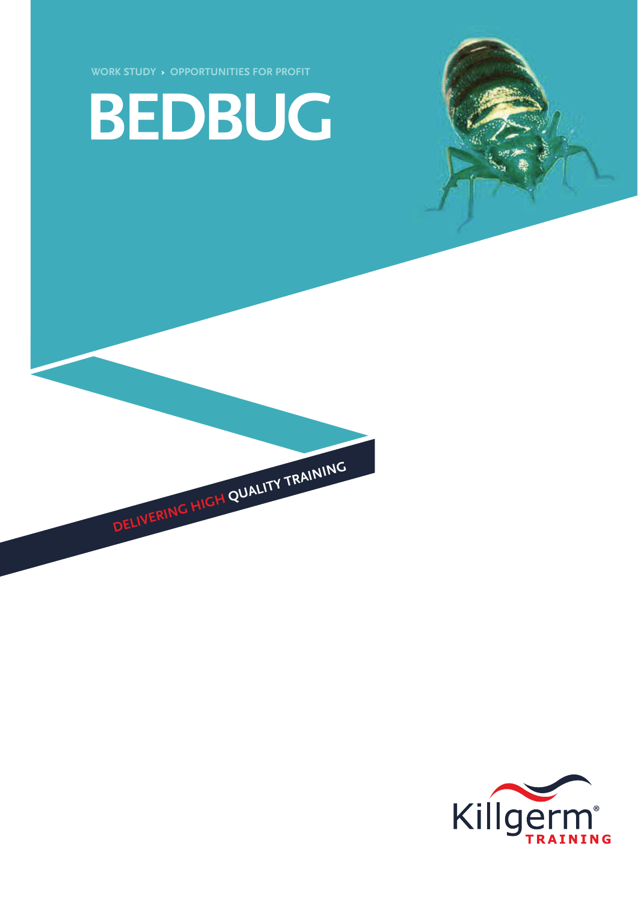WORK STUDY › OPPORTUNITIES FOR PROFIT

# BEDBUG

DELIVERING HIGH QUALITY TRAINING

Killgerm® TRAINING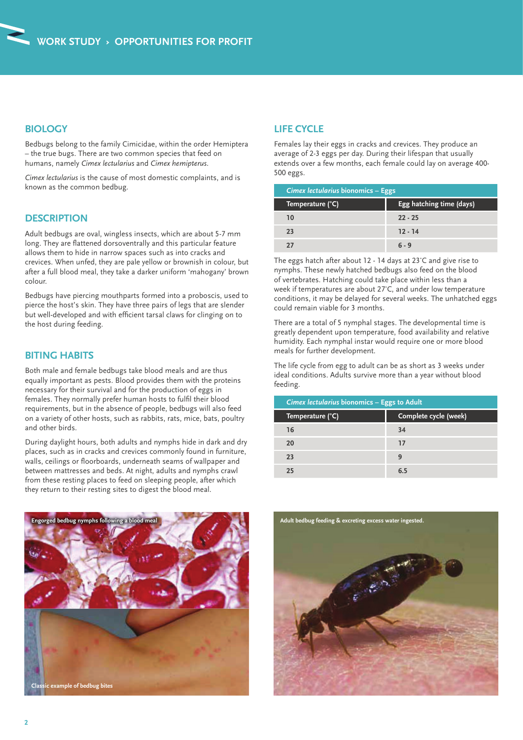## BIOLOGY

Bedbugs belong to the family Cimicidae, within the order Hemiptera – the true bugs. There are two common species that feed on humans, namely *Cimex lectularius* and *Cimex hemipterus*.

*Cimex lectularius* is the cause of most domestic complaints, and is known as the common bedbug.

## DESCRIPTION

Adult bedbugs are oval, wingless insects, which are about 5-7 mm long. They are flattened dorsoventrally and this particular feature allows them to hide in narrow spaces such as into cracks and crevices. When unfed, they are pale yellow or brownish in colour, but after a full blood meal, they take a darker uniform 'mahogany' brown colour.

Bedbugs have piercing mouthparts formed into a proboscis, used to pierce the host's skin. They have three pairs of legs that are slender but well-developed and with efficient tarsal claws for clinging on to the host during feeding.

## BITING HABITS

Both male and female bedbugs take blood meals and are thus equally important as pests. Blood provides them with the proteins necessary for their survival and for the production of eggs in females. They normally prefer human hosts to fulfil their blood requirements, but in the absence of people, bedbugs will also feed on a variety of other hosts, such as rabbits, rats, mice, bats, poultry and other birds.

During daylight hours, both adults and nymphs hide in dark and dry places, such as in cracks and crevices commonly found in furniture, walls, ceilings or floorboards, underneath seams of wallpaper and between mattresses and beds. At night, adults and nymphs crawl from these resting places to feed on sleeping people, after which they return to their resting sites to digest the blood meal.

## LIFE CYCLE

Females lay their eggs in cracks and crevices. They produce an average of 2-3 eggs per day. During their lifespan that usually extends over a few months, each female could lay on average 400-500 eggs.

*Cimex lectularius* bionomics – Eggs

| Temperature (°C) | Egg hatching time (days) |
|---|---|
| 10 | 22 - 25 |
| 23 | 12 - 14 |
| 27 | 6 - 9 |

The eggs hatch after about 12 - 14 days at 23°C and give rise to nymphs. These newly hatched bedbugs also feed on the blood of vertebrates. Hatching could take place within less than a week if temperatures are about 27°C, and under low temperature conditions, it may be delayed for several weeks. The unhatched eggs could remain viable for 3 months.

There are a total of 5 nymphal stages. The developmental time is greatly dependent upon temperature, food availability and relative humidity. Each nymphal instar would require one or more blood meals for further development.

The life cycle from egg to adult can be as short as 3 weeks under ideal conditions. Adults survive more than a year without blood feeding.

*Cimex lectularius* bionomics – Eggs to Adult

| Temperature (°C) | Complete cycle (week) |
|---|---|
| 16 | 34 |
| 20 | 17 |
| 23 | 9 |
| 25 | 6.5 |

Engorged bedbug nymphs following a blood meal

Classic example of bedbug bites

Adult bedbug feeding & excreting excess water ingested.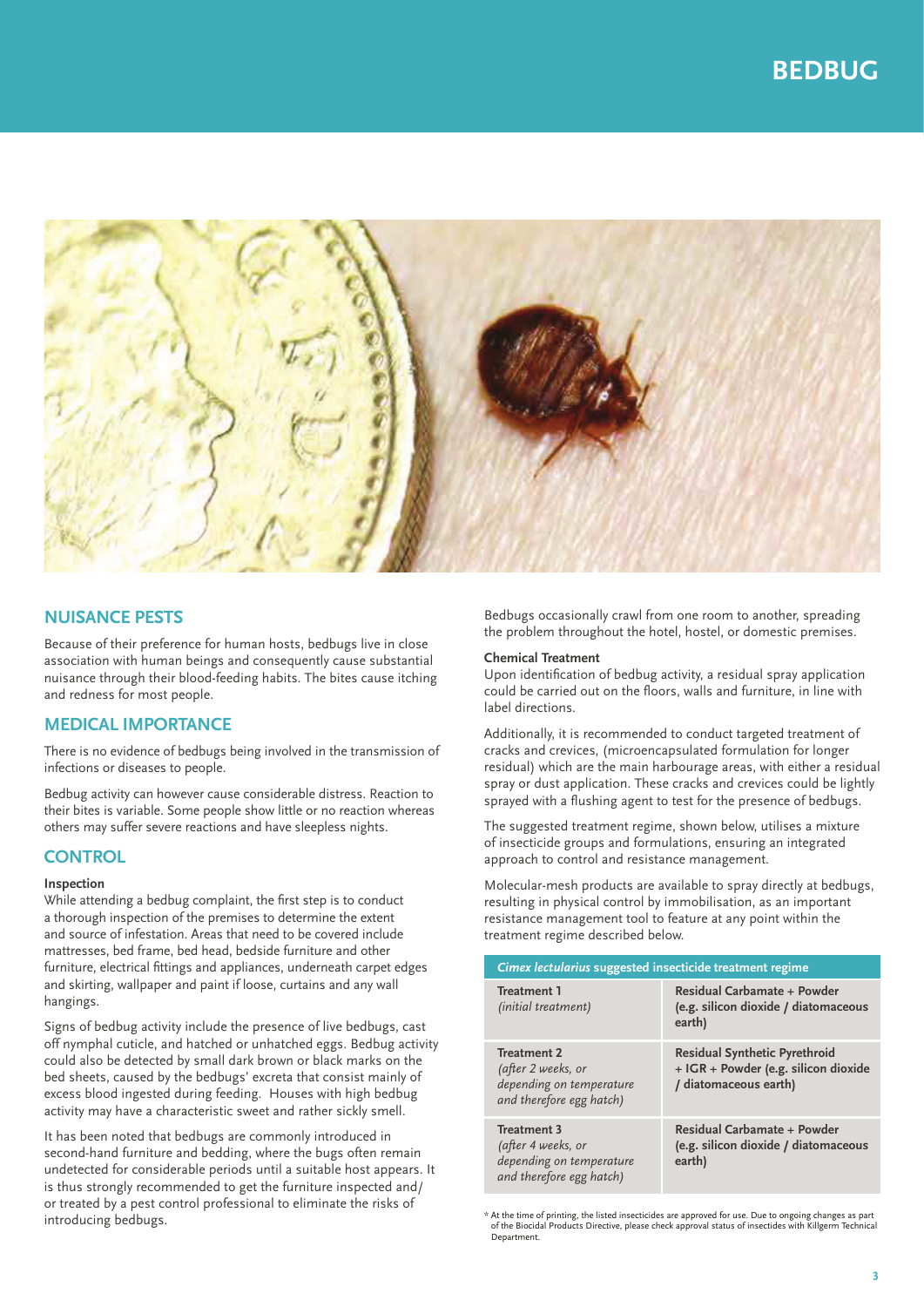# BEDBUG

## NUISANCE PESTS

Because of their preference for human hosts, bedbugs live in close association with human beings and consequently cause substantial nuisance through their blood-feeding habits. The bites cause itching and redness for most people.

## MEDICAL IMPORTANCE

There is no evidence of bedbugs being involved in the transmission of infections or diseases to people.

Bedbug activity can however cause considerable distress. Reaction to their bites is variable. Some people show little or no reaction whereas others may suffer severe reactions and have sleepless nights.

## CONTROL

### Inspection

While attending a bedbug complaint, the first step is to conduct a thorough inspection of the premises to determine the extent and source of infestation. Areas that need to be covered include mattresses, bed frame, bed head, bedside furniture and other furniture, electrical fittings and appliances, underneath carpet edges and skirting, wallpaper and paint if loose, curtains and any wall hangings.

Signs of bedbug activity include the presence of live bedbugs, cast off nymphal cuticle, and hatched or unhatched eggs. Bedbug activity could also be detected by small dark brown or black marks on the bed sheets, caused by the bedbugs' excreta that consist mainly of excess blood ingested during feeding. Houses with high bedbug activity may have a characteristic sweet and rather sickly smell.

It has been noted that bedbugs are commonly introduced in second-hand furniture and bedding, where the bugs often remain undetected for considerable periods until a suitable host appears. It is thus strongly recommended to get the furniture inspected and/or treated by a pest control professional to eliminate the risks of introducing bedbugs.

Bedbugs occasionally crawl from one room to another, spreading the problem throughout the hotel, hostel, or domestic premises.

### Chemical Treatment

Upon identification of bedbug activity, a residual spray application could be carried out on the floors, walls and furniture, in line with label directions.

Additionally, it is recommended to conduct targeted treatment of cracks and crevices, (microencapsulated formulation for longer residual) which are the main harbourage areas, with either a residual spray or dust application. These cracks and crevices could be lightly sprayed with a flushing agent to test for the presence of bedbugs.

The suggested treatment regime, shown below, utilises a mixture of insecticide groups and formulations, ensuring an integrated approach to control and resistance management.

Molecular-mesh products are available to spray directly at bedbugs, resulting in physical control by immobilisation, as an important resistance management tool to feature at any point within the treatment regime described below.

| *Cimex lectularius* suggested insecticide treatment regime | |
|---|---|
| **Treatment 1** *(initial treatment)* | **Residual Carbamate + Powder (e.g. silicon dioxide / diatomaceous earth)** |
| **Treatment 2** *(after 2 weeks, or depending on temperature and therefore egg hatch)* | **Residual Synthetic Pyrethroid + IGR + Powder (e.g. silicon dioxide / diatomaceous earth)** |
| **Treatment 3** *(after 4 weeks, or depending on temperature and therefore egg hatch)* | **Residual Carbamate + Powder (e.g. silicon dioxide / diatomaceous earth)** |

* At the time of printing, the listed insecticides are approved for use. Due to ongoing changes as part of the Biocidal Products Directive, please check approval status of insecticides with Killgerm Technical Department.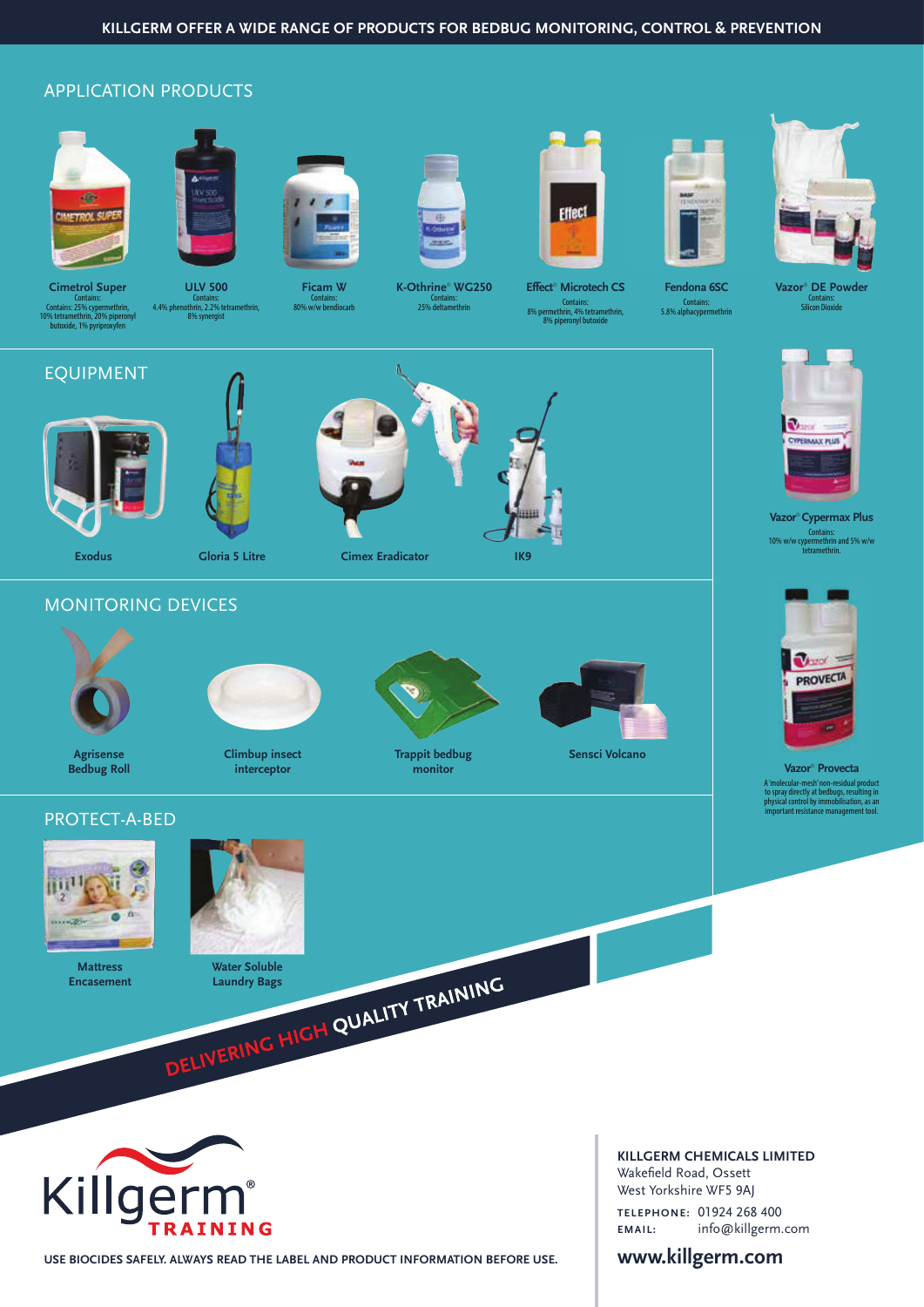**KILLGERM OFFER A WIDE RANGE OF PRODUCTS FOR BEDBUG MONITORING, CONTROL & PREVENTION**

## APPLICATION PRODUCTS

**Cimetrol Super**
Contains:
Contains: 25% cypermethrin, 10% tetramethrin, 20% piperonyl butoxide, 1% pyriproxyfen

**ULV 500**
Contains:
4.4% phenothrin, 2.2% tetramethrin, 8% synergist

**Ficam W**
Contains:
80% w/w bendiocarb

**K-Othrine® WG250**
Contains:
25% deltamethrin

**Effect® Microtech CS**
Contains:
8% permethrin, 4% tetramethrin, 8% piperonyl butoxide

**Fendona 6SC**
Contains:
5.8% alphacypermethrin

**Vazor® DE Powder**
Contains:
Silicon Dioxide

**Vazor® Cypermax Plus**
Contains:
10% w/w cypermethrin and 5% w/w tetramethrin.

**Vazor® Provecta**
A 'molecular-mesh' non-residual product to spray directly at bedbugs, resulting in physical control by immobilisation, as an important resistance management tool.

## EQUIPMENT

- Exodus
- Gloria 5 Litre
- Cimex Eradicator
- IK9

## MONITORING DEVICES

- Agrisense Bedbug Roll
- Climbup insect interceptor
- Trappit bedbug monitor
- Sensci Volcano

## PROTECT-A-BED

- Mattress Encasement
- Water Soluble Laundry Bags

**DELIVERING HIGH QUALITY TRAINING**

Killgerm® TRAINING

**KILLGERM CHEMICALS LIMITED**
Wakefield Road, Ossett
West Yorkshire WF5 9AJ

**TELEPHONE:** 01924 268 400
**EMAIL:** info@killgerm.com

**www.killgerm.com**

USE BIOCIDES SAFELY. ALWAYS READ THE LABEL AND PRODUCT INFORMATION BEFORE USE.